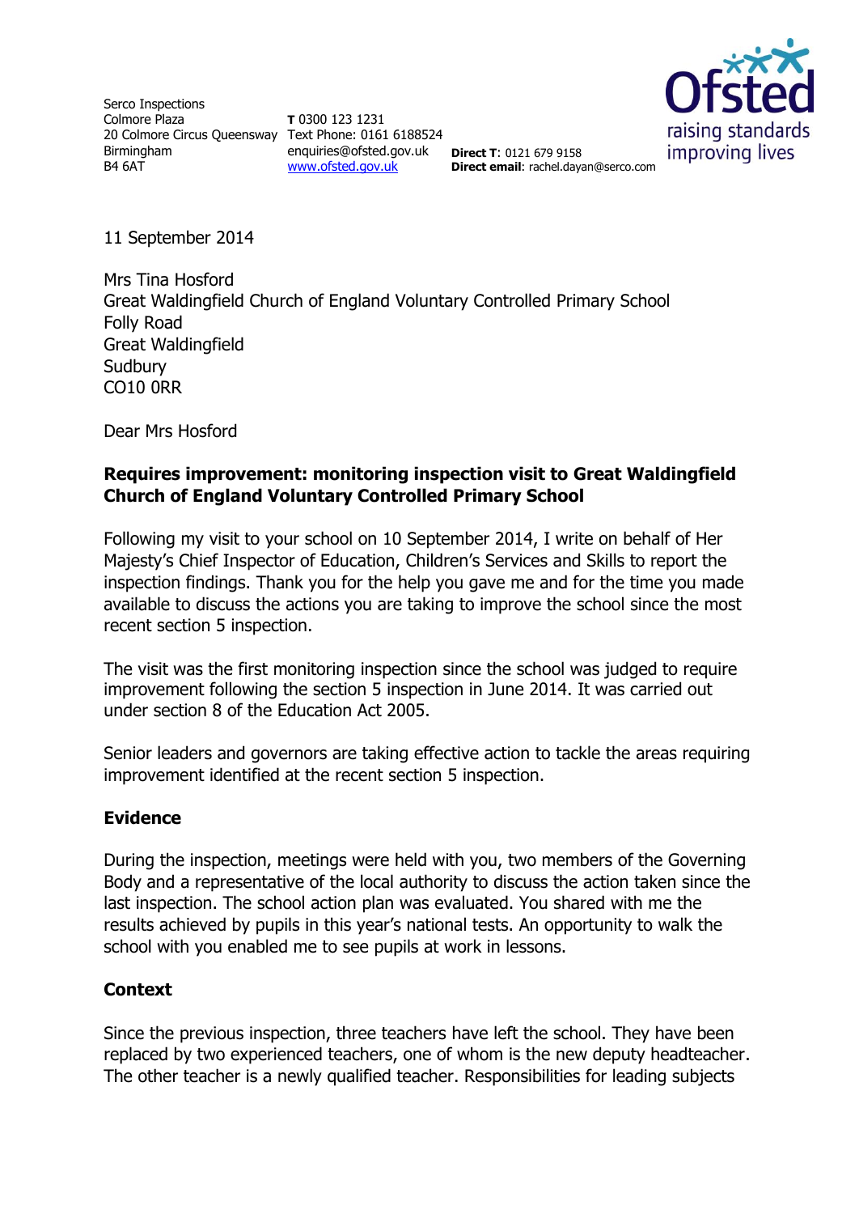Serco Inspections
Colmore Plaza
20 Colmore Circus Queensway
Birmingham
B4 6AT

**T** 0300 123 1231
Text Phone: 0161 6188524
enquiries@ofsted.gov.uk
www.ofsted.gov.uk

**Direct T**: 0121 679 9158
**Direct email**: rachel.dayan@serco.com

11 September 2014

Mrs Tina Hosford
Great Waldingfield Church of England Voluntary Controlled Primary School
Folly Road
Great Waldingfield
Sudbury
CO10 0RR

Dear Mrs Hosford

**Requires improvement: monitoring inspection visit to Great Waldingfield Church of England Voluntary Controlled Primary School**

Following my visit to your school on 10 September 2014, I write on behalf of Her Majesty's Chief Inspector of Education, Children's Services and Skills to report the inspection findings. Thank you for the help you gave me and for the time you made available to discuss the actions you are taking to improve the school since the most recent section 5 inspection.

The visit was the first monitoring inspection since the school was judged to require improvement following the section 5 inspection in June 2014. It was carried out under section 8 of the Education Act 2005.

Senior leaders and governors are taking effective action to tackle the areas requiring improvement identified at the recent section 5 inspection.

## Evidence

During the inspection, meetings were held with you, two members of the Governing Body and a representative of the local authority to discuss the action taken since the last inspection. The school action plan was evaluated. You shared with me the results achieved by pupils in this year's national tests. An opportunity to walk the school with you enabled me to see pupils at work in lessons.

## Context

Since the previous inspection, three teachers have left the school. They have been replaced by two experienced teachers, one of whom is the new deputy headteacher. The other teacher is a newly qualified teacher. Responsibilities for leading subjects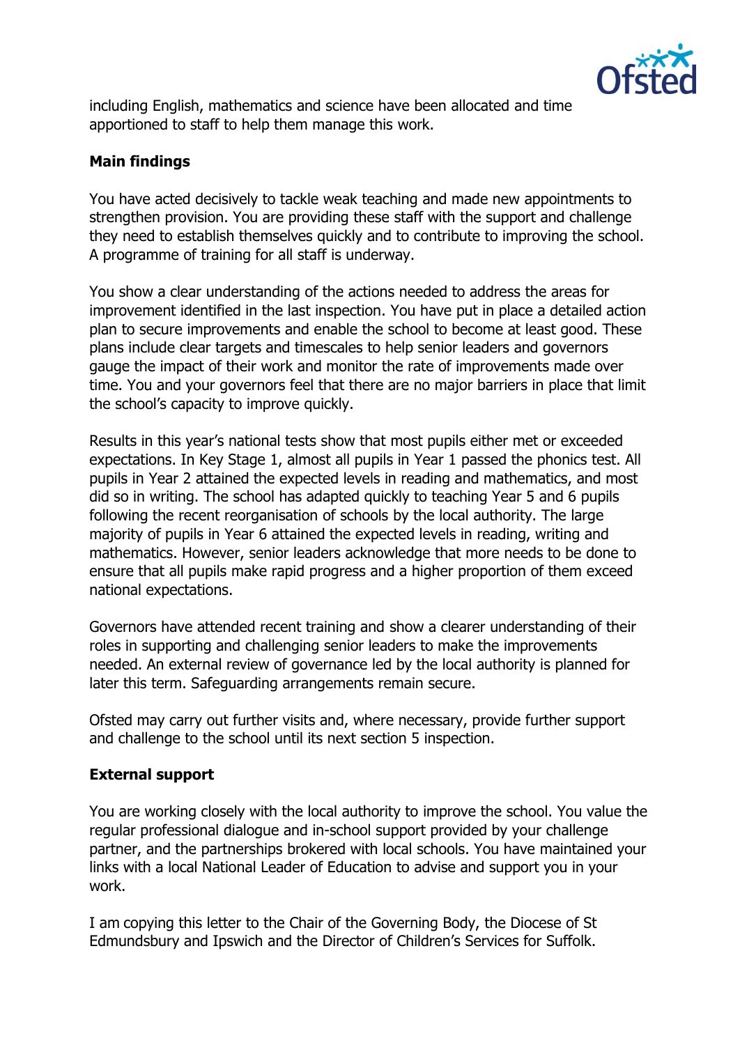including English, mathematics and science have been allocated and time apportioned to staff to help them manage this work.

**Main findings**

You have acted decisively to tackle weak teaching and made new appointments to strengthen provision. You are providing these staff with the support and challenge they need to establish themselves quickly and to contribute to improving the school. A programme of training for all staff is underway.

You show a clear understanding of the actions needed to address the areas for improvement identified in the last inspection. You have put in place a detailed action plan to secure improvements and enable the school to become at least good. These plans include clear targets and timescales to help senior leaders and governors gauge the impact of their work and monitor the rate of improvements made over time. You and your governors feel that there are no major barriers in place that limit the school's capacity to improve quickly.

Results in this year's national tests show that most pupils either met or exceeded expectations. In Key Stage 1, almost all pupils in Year 1 passed the phonics test. All pupils in Year 2 attained the expected levels in reading and mathematics, and most did so in writing. The school has adapted quickly to teaching Year 5 and 6 pupils following the recent reorganisation of schools by the local authority. The large majority of pupils in Year 6 attained the expected levels in reading, writing and mathematics. However, senior leaders acknowledge that more needs to be done to ensure that all pupils make rapid progress and a higher proportion of them exceed national expectations.

Governors have attended recent training and show a clearer understanding of their roles in supporting and challenging senior leaders to make the improvements needed. An external review of governance led by the local authority is planned for later this term. Safeguarding arrangements remain secure.

Ofsted may carry out further visits and, where necessary, provide further support and challenge to the school until its next section 5 inspection.

**External support**

You are working closely with the local authority to improve the school. You value the regular professional dialogue and in-school support provided by your challenge partner, and the partnerships brokered with local schools. You have maintained your links with a local National Leader of Education to advise and support you in your work.

I am copying this letter to the Chair of the Governing Body, the Diocese of St Edmundsbury and Ipswich and the Director of Children's Services for Suffolk.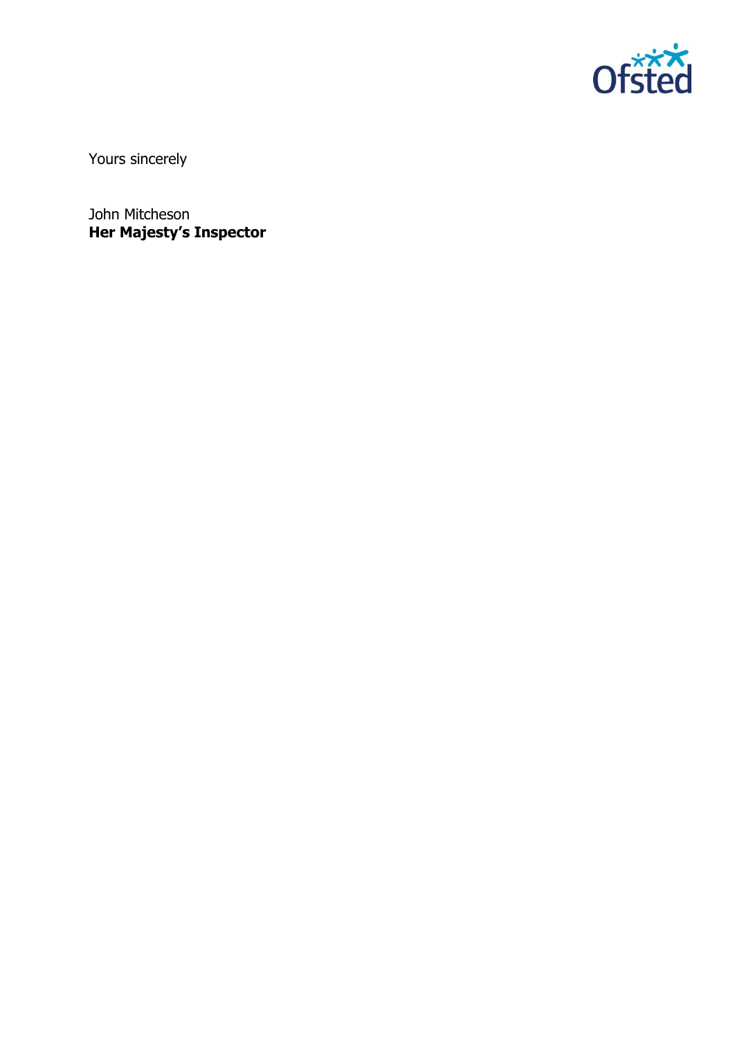Yours sincerely

John Mitcheson
**Her Majesty's Inspector**